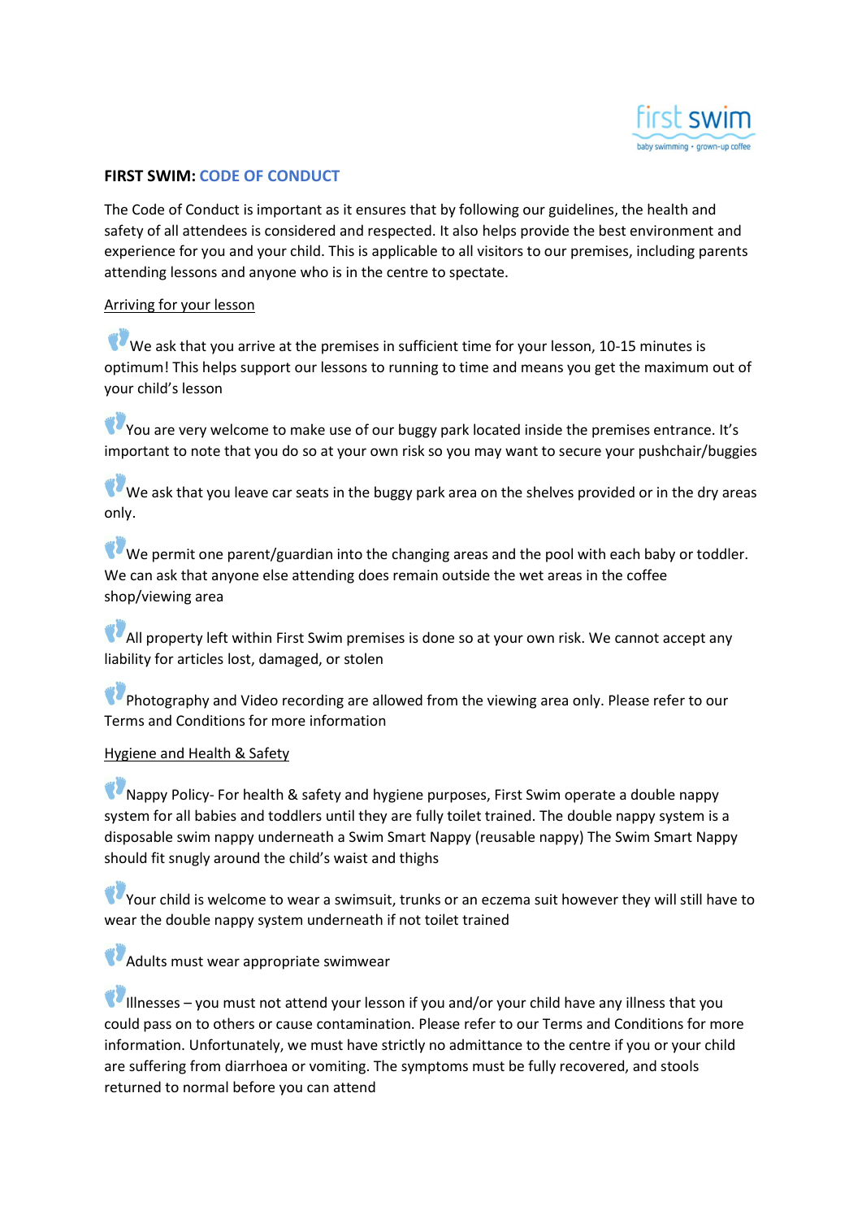## FIRST SWIM: CODE OF CONDUCT

The Code of Conduct is important as it ensures that by following our guidelines, the health and safety of all attendees is considered and respected. It also helps provide the best environment and experience for you and your child. This is applicable to all visitors to our premises, including parents attending lessons and anyone who is in the centre to spectate.

### Arriving for your lesson

- We ask that you arrive at the premises in sufficient time for your lesson, 10-15 minutes is optimum! This helps support our lessons to running to time and means you get the maximum out of your child's lesson

- You are very welcome to make use of our buggy park located inside the premises entrance. It's important to note that you do so at your own risk so you may want to secure your pushchair/buggies

- We ask that you leave car seats in the buggy park area on the shelves provided or in the dry areas only.

- We permit one parent/guardian into the changing areas and the pool with each baby or toddler. We can ask that anyone else attending does remain outside the wet areas in the coffee shop/viewing area

- All property left within First Swim premises is done so at your own risk. We cannot accept any liability for articles lost, damaged, or stolen

- Photography and Video recording are allowed from the viewing area only. Please refer to our Terms and Conditions for more information

### Hygiene and Health & Safety

- Nappy Policy- For health & safety and hygiene purposes, First Swim operate a double nappy system for all babies and toddlers until they are fully toilet trained. The double nappy system is a disposable swim nappy underneath a Swim Smart Nappy (reusable nappy) The Swim Smart Nappy should fit snugly around the child's waist and thighs

- Your child is welcome to wear a swimsuit, trunks or an eczema suit however they will still have to wear the double nappy system underneath if not toilet trained

- Adults must wear appropriate swimwear

- Illnesses – you must not attend your lesson if you and/or your child have any illness that you could pass on to others or cause contamination. Please refer to our Terms and Conditions for more information. Unfortunately, we must have strictly no admittance to the centre if you or your child are suffering from diarrhoea or vomiting. The symptoms must be fully recovered, and stools returned to normal before you can attend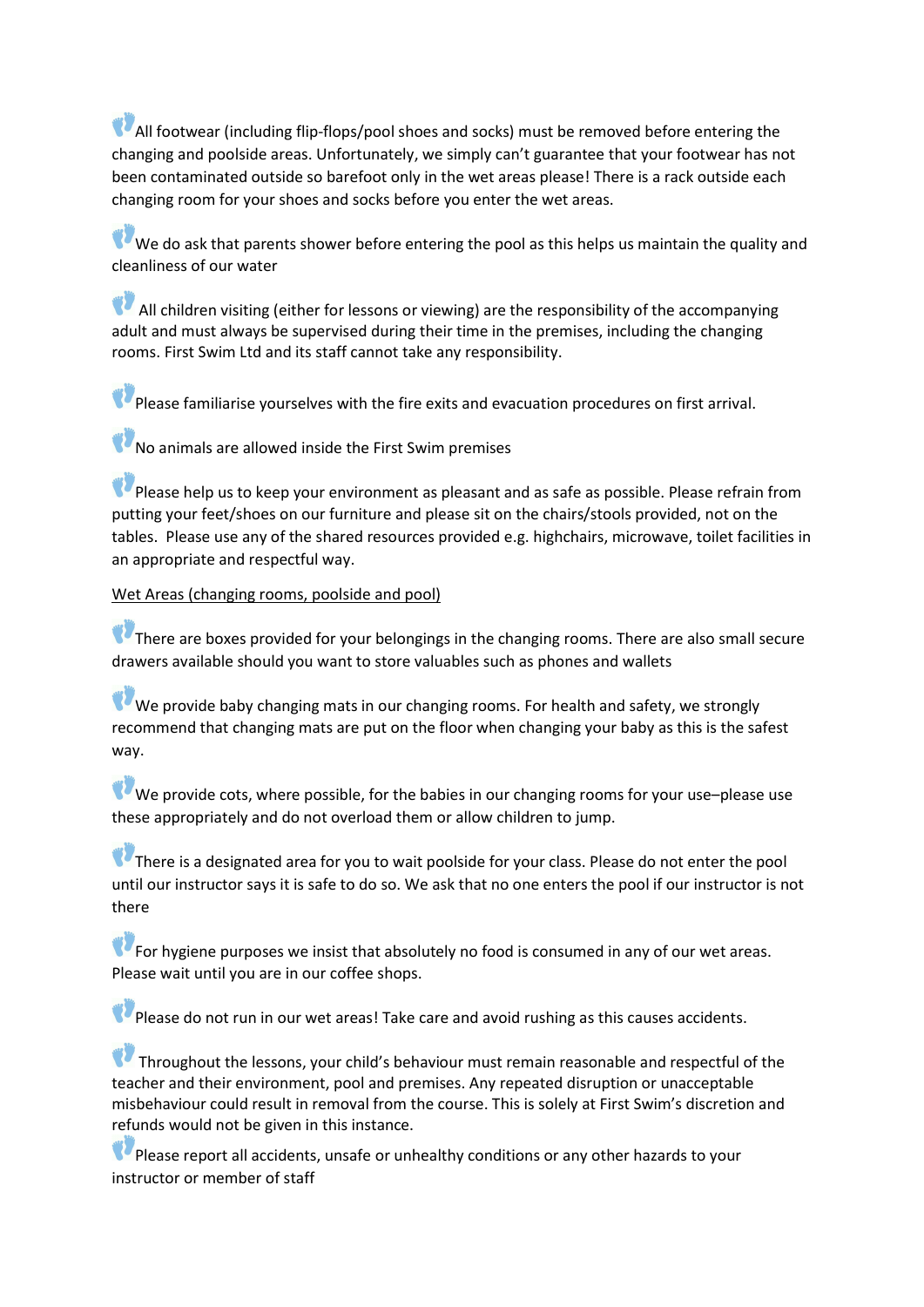- All footwear (including flip-flops/pool shoes and socks) must be removed before entering the changing and poolside areas. Unfortunately, we simply can't guarantee that your footwear has not been contaminated outside so barefoot only in the wet areas please! There is a rack outside each changing room for your shoes and socks before you enter the wet areas.

- We do ask that parents shower before entering the pool as this helps us maintain the quality and cleanliness of our water

- All children visiting (either for lessons or viewing) are the responsibility of the accompanying adult and must always be supervised during their time in the premises, including the changing rooms. First Swim Ltd and its staff cannot take any responsibility.

- Please familiarise yourselves with the fire exits and evacuation procedures on first arrival.

- No animals are allowed inside the First Swim premises

- Please help us to keep your environment as pleasant and as safe as possible. Please refrain from putting your feet/shoes on our furniture and please sit on the chairs/stools provided, not on the tables. Please use any of the shared resources provided e.g. highchairs, microwave, toilet facilities in an appropriate and respectful way.

<u>Wet Areas (changing rooms, poolside and pool)</u>

- There are boxes provided for your belongings in the changing rooms. There are also small secure drawers available should you want to store valuables such as phones and wallets

- We provide baby changing mats in our changing rooms. For health and safety, we strongly recommend that changing mats are put on the floor when changing your baby as this is the safest way.

- We provide cots, where possible, for the babies in our changing rooms for your use–please use these appropriately and do not overload them or allow children to jump.

- There is a designated area for you to wait poolside for your class. Please do not enter the pool until our instructor says it is safe to do so. We ask that no one enters the pool if our instructor is not there

- For hygiene purposes we insist that absolutely no food is consumed in any of our wet areas. Please wait until you are in our coffee shops.

- Please do not run in our wet areas! Take care and avoid rushing as this causes accidents.

- Throughout the lessons, your child's behaviour must remain reasonable and respectful of the teacher and their environment, pool and premises. Any repeated disruption or unacceptable misbehaviour could result in removal from the course. This is solely at First Swim's discretion and refunds would not be given in this instance.

- Please report all accidents, unsafe or unhealthy conditions or any other hazards to your instructor or member of staff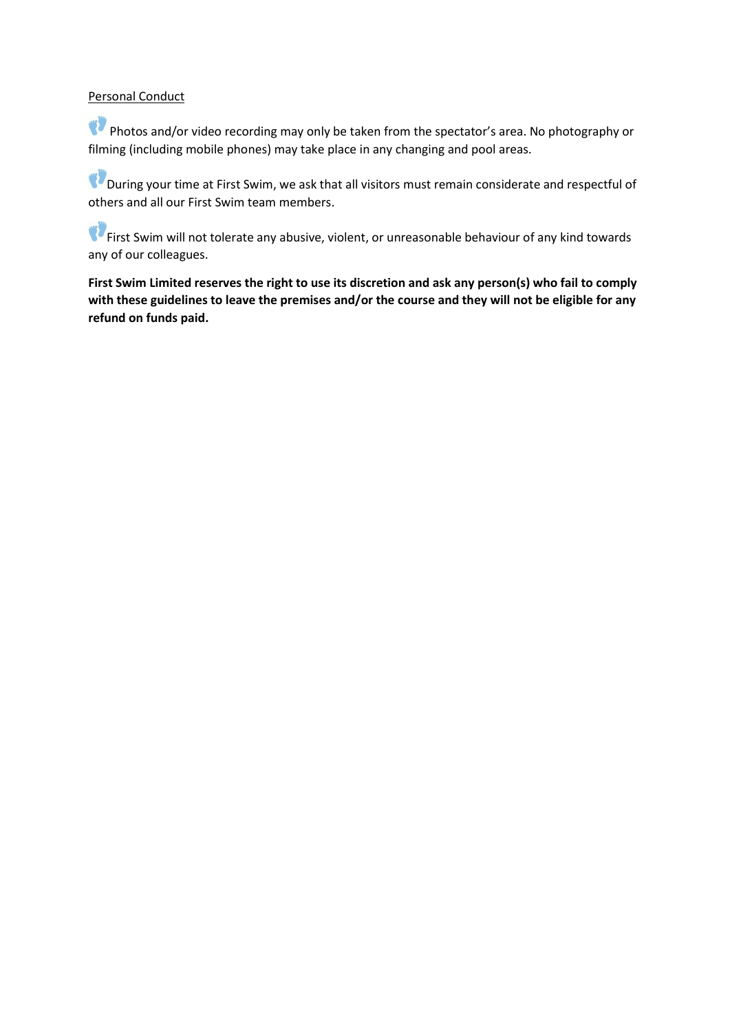Personal Conduct

- Photos and/or video recording may only be taken from the spectator's area. No photography or filming (including mobile phones) may take place in any changing and pool areas.

- During your time at First Swim, we ask that all visitors must remain considerate and respectful of others and all our First Swim team members.

- First Swim will not tolerate any abusive, violent, or unreasonable behaviour of any kind towards any of our colleagues.

**First Swim Limited reserves the right to use its discretion and ask any person(s) who fail to comply with these guidelines to leave the premises and/or the course and they will not be eligible for any refund on funds paid.**